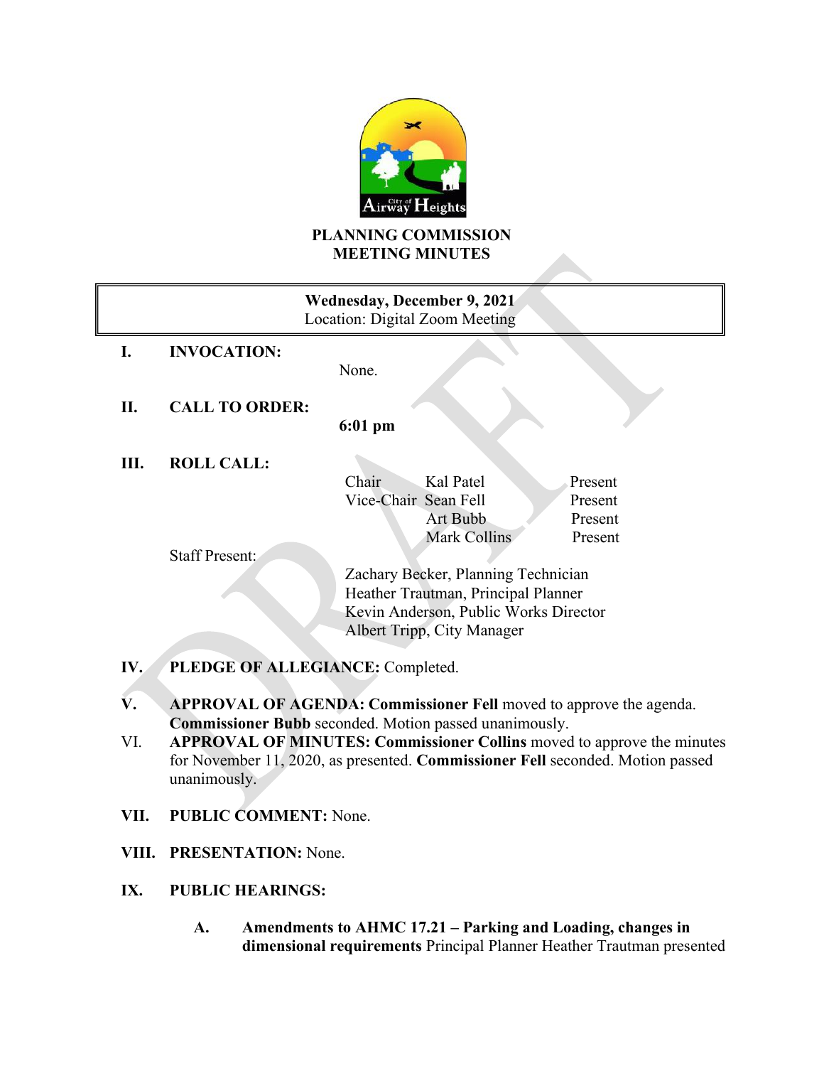# PLANNING COMMISSION MEETING MINUTES

| Wednesday, December 9, 2021 |
|---|
| Location: Digital Zoom Meeting |

**I. INVOCATION:**

None.

**II. CALL TO ORDER:**

**6:01 pm**

**III. ROLL CALL:**

| | | |
|---|---|---|
| Chair | Kal Patel | Present |
| Vice-Chair | Sean Fell | Present |
| | Art Bubb | Present |
| | Mark Collins | Present |

Staff Present:

Zachary Becker, Planning Technician
Heather Trautman, Principal Planner
Kevin Anderson, Public Works Director
Albert Tripp, City Manager

**IV. PLEDGE OF ALLEGIANCE:** Completed.

**V. APPROVAL OF AGENDA: Commissioner Fell** moved to approve the agenda. **Commissioner Bubb** seconded. Motion passed unanimously.

VI. **APPROVAL OF MINUTES: Commissioner Collins** moved to approve the minutes for November 11, 2020, as presented. **Commissioner Fell** seconded. Motion passed unanimously.

**VII. PUBLIC COMMENT:** None.

**VIII. PRESENTATION:** None.

**IX. PUBLIC HEARINGS:**

**A. Amendments to AHMC 17.21 – Parking and Loading, changes in dimensional requirements** Principal Planner Heather Trautman presented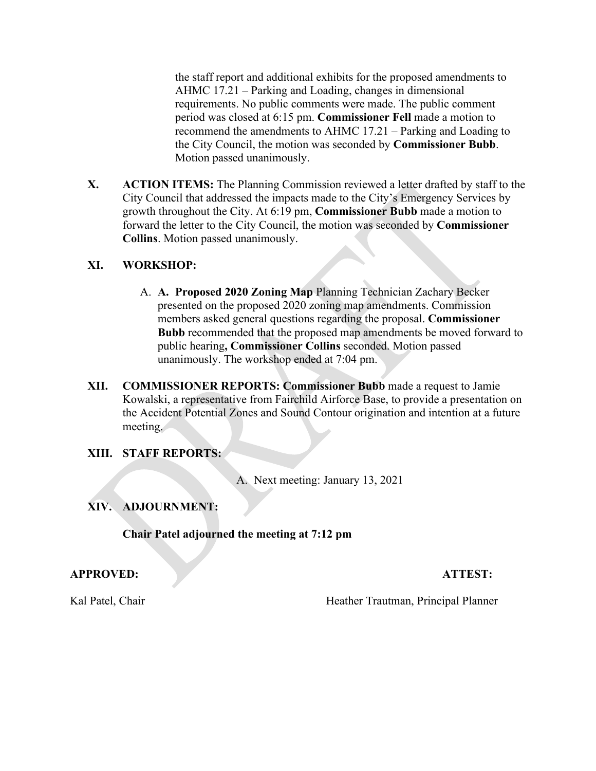the staff report and additional exhibits for the proposed amendments to AHMC 17.21 – Parking and Loading, changes in dimensional requirements. No public comments were made. The public comment period was closed at 6:15 pm. **Commissioner Fell** made a motion to recommend the amendments to AHMC 17.21 – Parking and Loading to the City Council, the motion was seconded by **Commissioner Bubb**. Motion passed unanimously.

**X. ACTION ITEMS:** The Planning Commission reviewed a letter drafted by staff to the City Council that addressed the impacts made to the City's Emergency Services by growth throughout the City. At 6:19 pm, **Commissioner Bubb** made a motion to forward the letter to the City Council, the motion was seconded by **Commissioner Collins**. Motion passed unanimously.

**XI. WORKSHOP:**

A. **A. Proposed 2020 Zoning Map** Planning Technician Zachary Becker presented on the proposed 2020 zoning map amendments. Commission members asked general questions regarding the proposal. **Commissioner Bubb** recommended that the proposed map amendments be moved forward to public hearing**, Commissioner Collins** seconded. Motion passed unanimously. The workshop ended at 7:04 pm.

**XII. COMMISSIONER REPORTS: Commissioner Bubb** made a request to Jamie Kowalski, a representative from Fairchild Airforce Base, to provide a presentation on the Accident Potential Zones and Sound Contour origination and intention at a future meeting.

**XIII. STAFF REPORTS:**

A. Next meeting: January 13, 2021

**XIV. ADJOURNMENT:**

**Chair Patel adjourned the meeting at 7:12 pm**

**APPROVED:** **ATTEST:**

Kal Patel, Chair Heather Trautman, Principal Planner